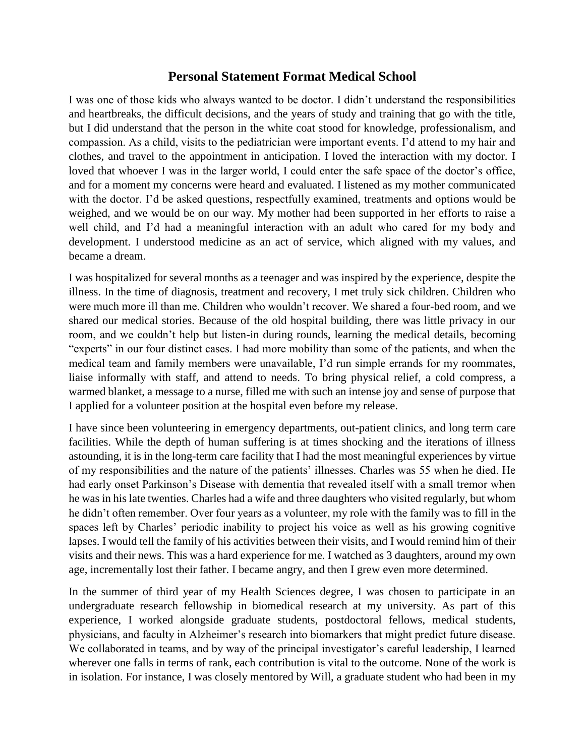# Personal Statement Format Medical School

I was one of those kids who always wanted to be doctor. I didn't understand the responsibilities and heartbreaks, the difficult decisions, and the years of study and training that go with the title, but I did understand that the person in the white coat stood for knowledge, professionalism, and compassion. As a child, visits to the pediatrician were important events. I'd attend to my hair and clothes, and travel to the appointment in anticipation. I loved the interaction with my doctor. I loved that whoever I was in the larger world, I could enter the safe space of the doctor's office, and for a moment my concerns were heard and evaluated. I listened as my mother communicated with the doctor. I'd be asked questions, respectfully examined, treatments and options would be weighed, and we would be on our way. My mother had been supported in her efforts to raise a well child, and I'd had a meaningful interaction with an adult who cared for my body and development. I understood medicine as an act of service, which aligned with my values, and became a dream.

I was hospitalized for several months as a teenager and was inspired by the experience, despite the illness. In the time of diagnosis, treatment and recovery, I met truly sick children. Children who were much more ill than me. Children who wouldn't recover. We shared a four-bed room, and we shared our medical stories. Because of the old hospital building, there was little privacy in our room, and we couldn't help but listen-in during rounds, learning the medical details, becoming "experts" in our four distinct cases. I had more mobility than some of the patients, and when the medical team and family members were unavailable, I'd run simple errands for my roommates, liaise informally with staff, and attend to needs. To bring physical relief, a cold compress, a warmed blanket, a message to a nurse, filled me with such an intense joy and sense of purpose that I applied for a volunteer position at the hospital even before my release.

I have since been volunteering in emergency departments, out-patient clinics, and long term care facilities. While the depth of human suffering is at times shocking and the iterations of illness astounding, it is in the long-term care facility that I had the most meaningful experiences by virtue of my responsibilities and the nature of the patients' illnesses. Charles was 55 when he died. He had early onset Parkinson's Disease with dementia that revealed itself with a small tremor when he was in his late twenties. Charles had a wife and three daughters who visited regularly, but whom he didn't often remember. Over four years as a volunteer, my role with the family was to fill in the spaces left by Charles' periodic inability to project his voice as well as his growing cognitive lapses. I would tell the family of his activities between their visits, and I would remind him of their visits and their news. This was a hard experience for me. I watched as 3 daughters, around my own age, incrementally lost their father. I became angry, and then I grew even more determined.

In the summer of third year of my Health Sciences degree, I was chosen to participate in an undergraduate research fellowship in biomedical research at my university. As part of this experience, I worked alongside graduate students, postdoctoral fellows, medical students, physicians, and faculty in Alzheimer's research into biomarkers that might predict future disease. We collaborated in teams, and by way of the principal investigator's careful leadership, I learned wherever one falls in terms of rank, each contribution is vital to the outcome. None of the work is in isolation. For instance, I was closely mentored by Will, a graduate student who had been in my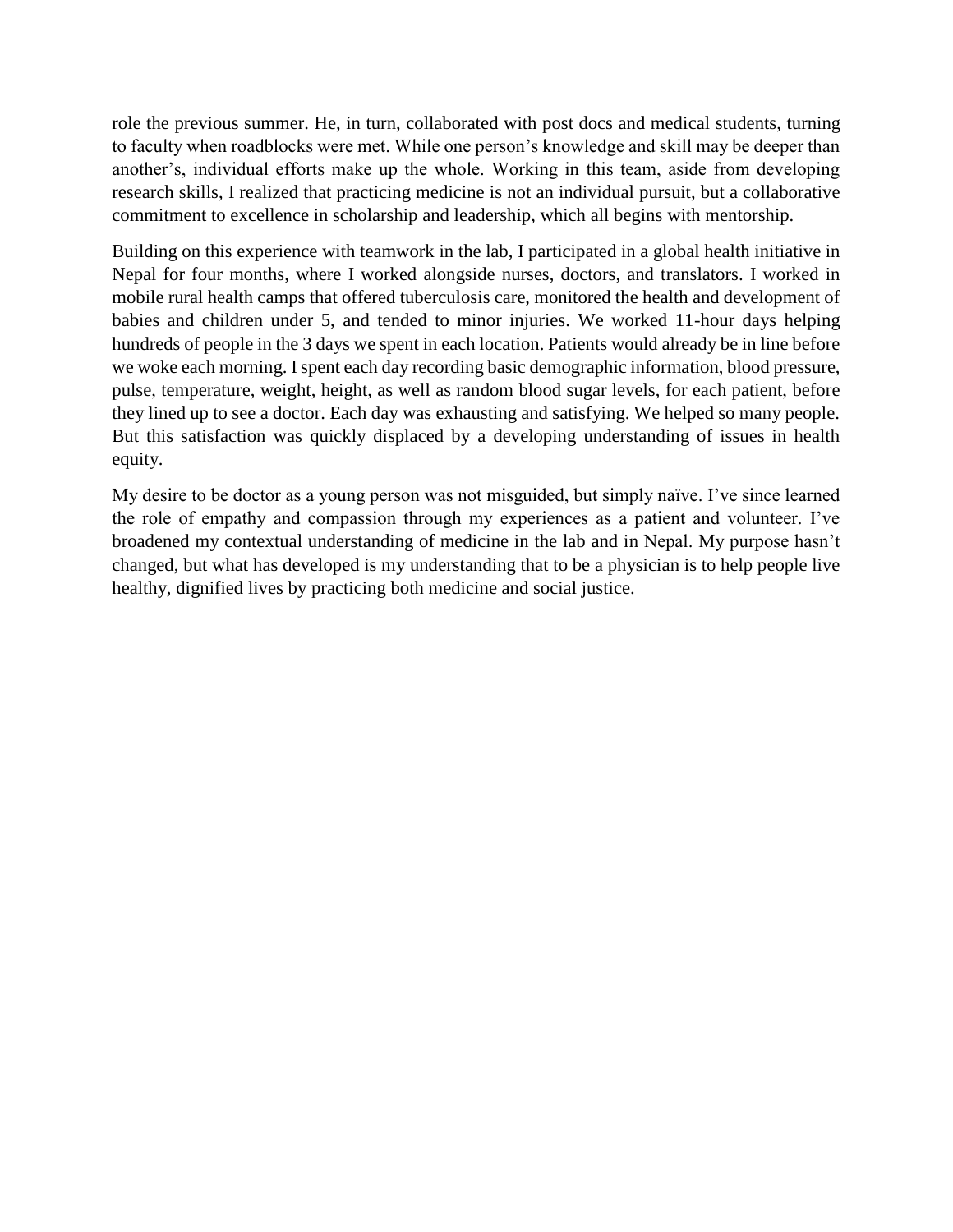role the previous summer. He, in turn, collaborated with post docs and medical students, turning to faculty when roadblocks were met. While one person's knowledge and skill may be deeper than another's, individual efforts make up the whole. Working in this team, aside from developing research skills, I realized that practicing medicine is not an individual pursuit, but a collaborative commitment to excellence in scholarship and leadership, which all begins with mentorship.

Building on this experience with teamwork in the lab, I participated in a global health initiative in Nepal for four months, where I worked alongside nurses, doctors, and translators. I worked in mobile rural health camps that offered tuberculosis care, monitored the health and development of babies and children under 5, and tended to minor injuries. We worked 11-hour days helping hundreds of people in the 3 days we spent in each location. Patients would already be in line before we woke each morning. I spent each day recording basic demographic information, blood pressure, pulse, temperature, weight, height, as well as random blood sugar levels, for each patient, before they lined up to see a doctor. Each day was exhausting and satisfying. We helped so many people. But this satisfaction was quickly displaced by a developing understanding of issues in health equity.

My desire to be doctor as a young person was not misguided, but simply naïve. I've since learned the role of empathy and compassion through my experiences as a patient and volunteer. I've broadened my contextual understanding of medicine in the lab and in Nepal. My purpose hasn't changed, but what has developed is my understanding that to be a physician is to help people live healthy, dignified lives by practicing both medicine and social justice.